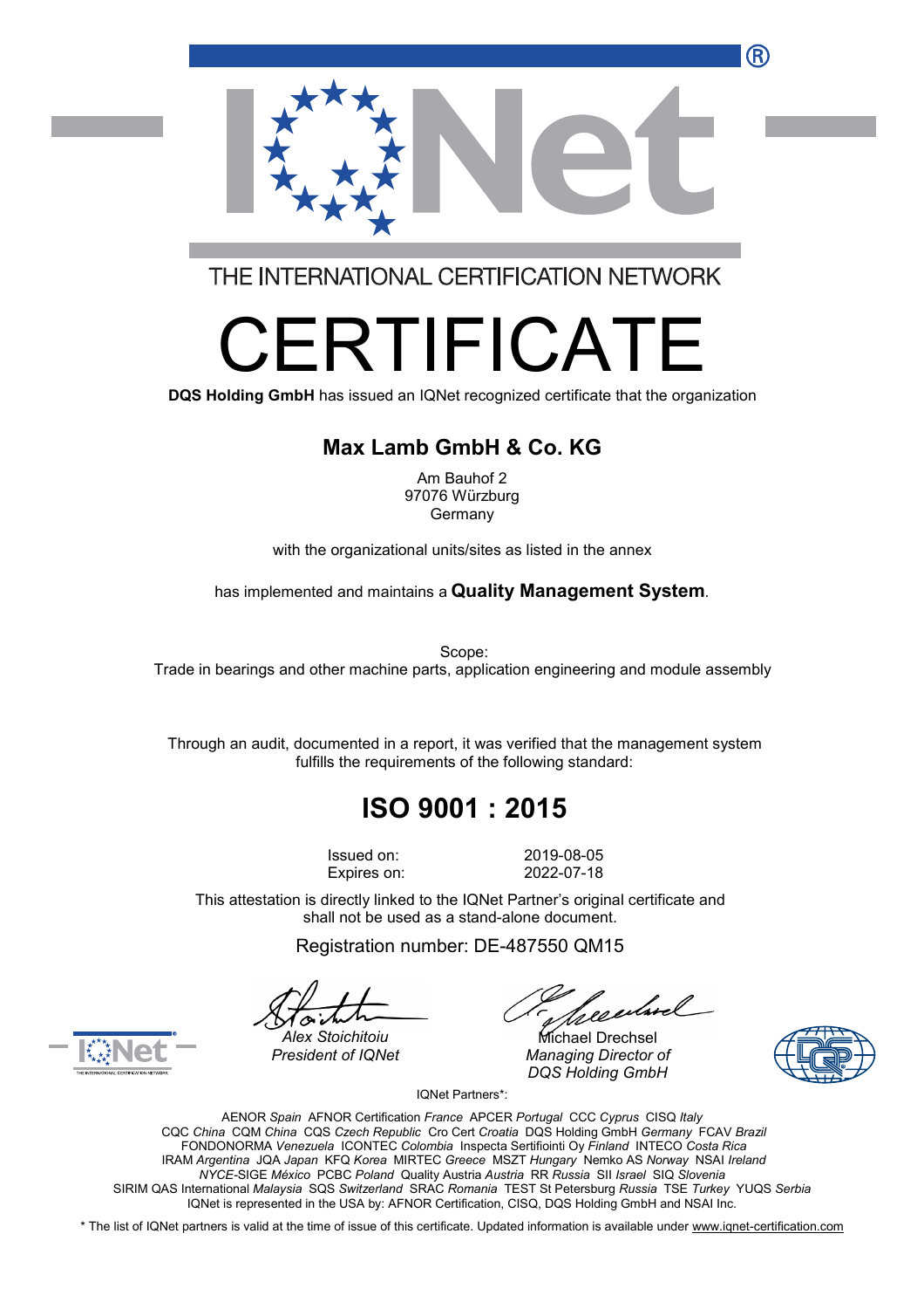THE INTERNATIONAL CERTIFICATION NETWORK

# CERTIFICATE

**DQS Holding GmbH** has issued an IQNet recognized certificate that the organization

## Max Lamb GmbH & Co. KG

Am Bauhof 2
97076 Würzburg
Germany

with the organizational units/sites as listed in the annex

has implemented and maintains a **Quality Management System**.

Scope:
Trade in bearings and other machine parts, application engineering and module assembly

Through an audit, documented in a report, it was verified that the management system fulfills the requirements of the following standard:

## ISO 9001 : 2015

| | |
|---|---|
| Issued on: | 2019-08-05 |
| Expires on: | 2022-07-18 |

This attestation is directly linked to the IQNet Partner's original certificate and shall not be used as a stand-alone document.

Registration number: DE-487550 QM15

Alex Stoichitoiu
*President of IQNet*

Michael Drechsel
*Managing Director of DQS Holding GmbH*

IQNet Partners*:

AENOR *Spain* AFNOR Certification *France* APCER *Portugal* CCC *Cyprus* CISQ *Italy*
CQC *China* CQM *China* CQS *Czech Republic* Cro Cert *Croatia* DQS Holding GmbH *Germany* FCAV *Brazil*
FONDONORMA *Venezuela* ICONTEC *Colombia* Inspecta Sertifiointi Oy *Finland* INTECO *Costa Rica*
IRAM *Argentina* JQA *Japan* KFQ *Korea* MIRTEC *Greece* MSZT *Hungary* Nemko AS *Norway* NSAI *Ireland*
*NYCE*-SIGE *México* PCBC *Poland* Quality Austria *Austria* RR *Russia* SII *Israel* SIQ *Slovenia*
SIRIM QAS International *Malaysia* SQS *Switzerland* SRAC *Romania* TEST St Petersburg *Russia* TSE *Turkey* YUQS *Serbia*
IQNet is represented in the USA by: AFNOR Certification, CISQ, DQS Holding GmbH and NSAI Inc.

\* The list of IQNet partners is valid at the time of issue of this certificate. Updated information is available under www.iqnet-certification.com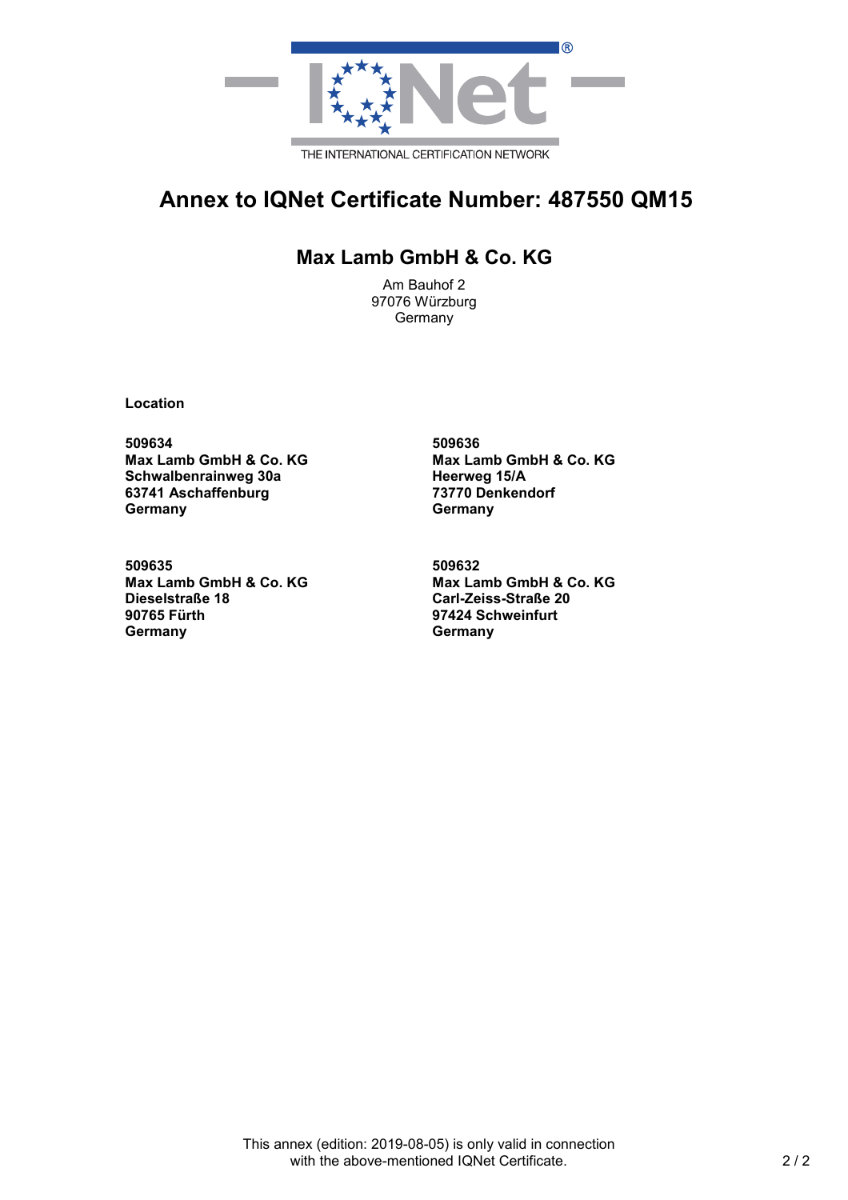THE INTERNATIONAL CERTIFICATION NETWORK

# Annex to IQNet Certificate Number: 487550 QM15

## Max Lamb GmbH & Co. KG

Am Bauhof 2
97076 Würzburg
Germany

**Location**

**509634**
**Max Lamb GmbH & Co. KG**
**Schwalbenrainweg 30a**
**63741 Aschaffenburg**
**Germany**

**509636**
**Max Lamb GmbH & Co. KG**
**Heerweg 15/A**
**73770 Denkendorf**
**Germany**

**509635**
**Max Lamb GmbH & Co. KG**
**Dieselstraße 18**
**90765 Fürth**
**Germany**

**509632**
**Max Lamb GmbH & Co. KG**
**Carl-Zeiss-Straße 20**
**97424 Schweinfurt**
**Germany**

This annex (edition: 2019-08-05) is only valid in connection with the above-mentioned IQNet Certificate.